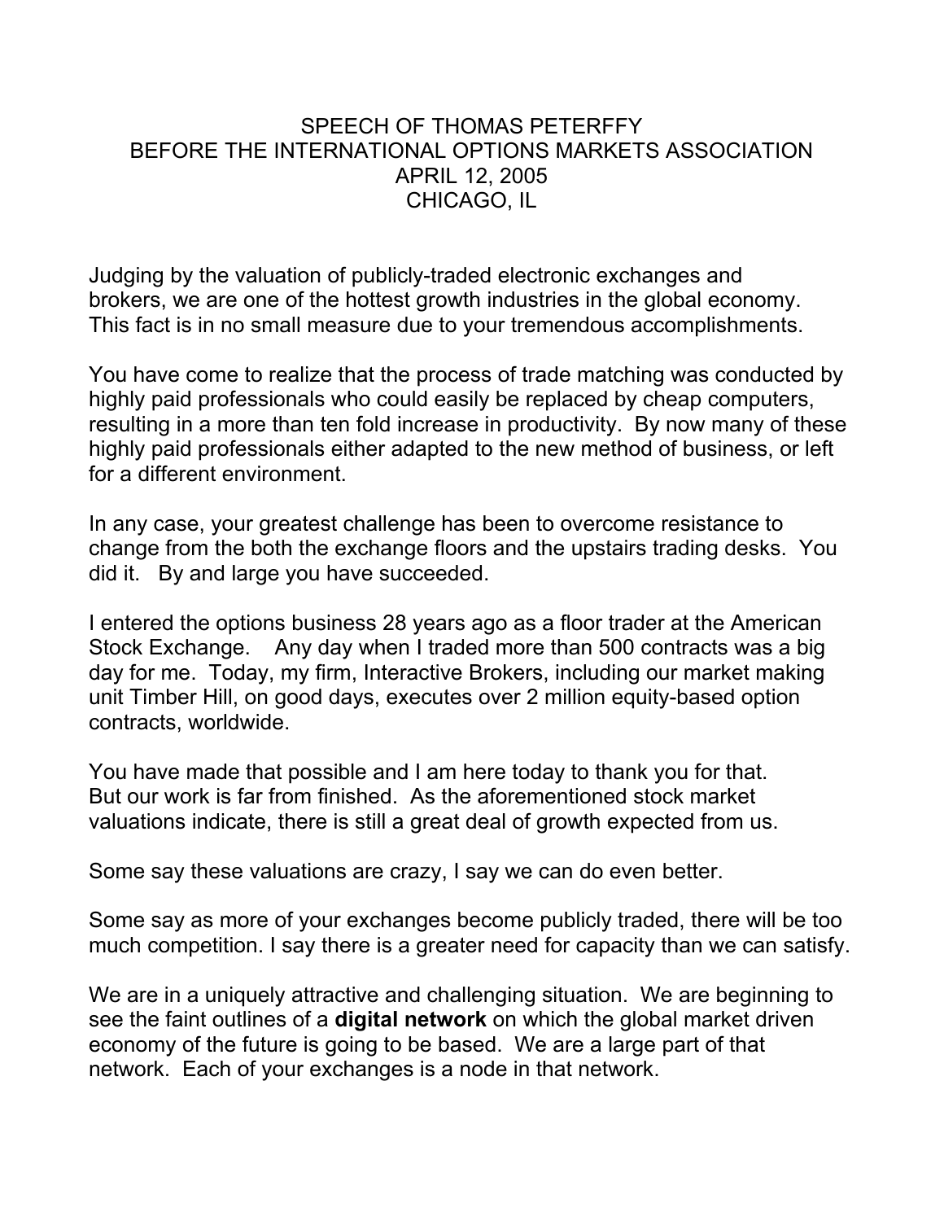# SPEECH OF THOMAS PETERFFY
# BEFORE THE INTERNATIONAL OPTIONS MARKETS ASSOCIATION
# APRIL 12, 2005
# CHICAGO, IL

Judging by the valuation of publicly-traded electronic exchanges and brokers, we are one of the hottest growth industries in the global economy. This fact is in no small measure due to your tremendous accomplishments.

You have come to realize that the process of trade matching was conducted by highly paid professionals who could easily be replaced by cheap computers, resulting in a more than ten fold increase in productivity. By now many of these highly paid professionals either adapted to the new method of business, or left for a different environment.

In any case, your greatest challenge has been to overcome resistance to change from the both the exchange floors and the upstairs trading desks. You did it. By and large you have succeeded.

I entered the options business 28 years ago as a floor trader at the American Stock Exchange. Any day when I traded more than 500 contracts was a big day for me. Today, my firm, Interactive Brokers, including our market making unit Timber Hill, on good days, executes over 2 million equity-based option contracts, worldwide.

You have made that possible and I am here today to thank you for that. But our work is far from finished. As the aforementioned stock market valuations indicate, there is still a great deal of growth expected from us.

Some say these valuations are crazy, I say we can do even better.

Some say as more of your exchanges become publicly traded, there will be too much competition. I say there is a greater need for capacity than we can satisfy.

We are in a uniquely attractive and challenging situation. We are beginning to see the faint outlines of a **digital network** on which the global market driven economy of the future is going to be based. We are a large part of that network. Each of your exchanges is a node in that network.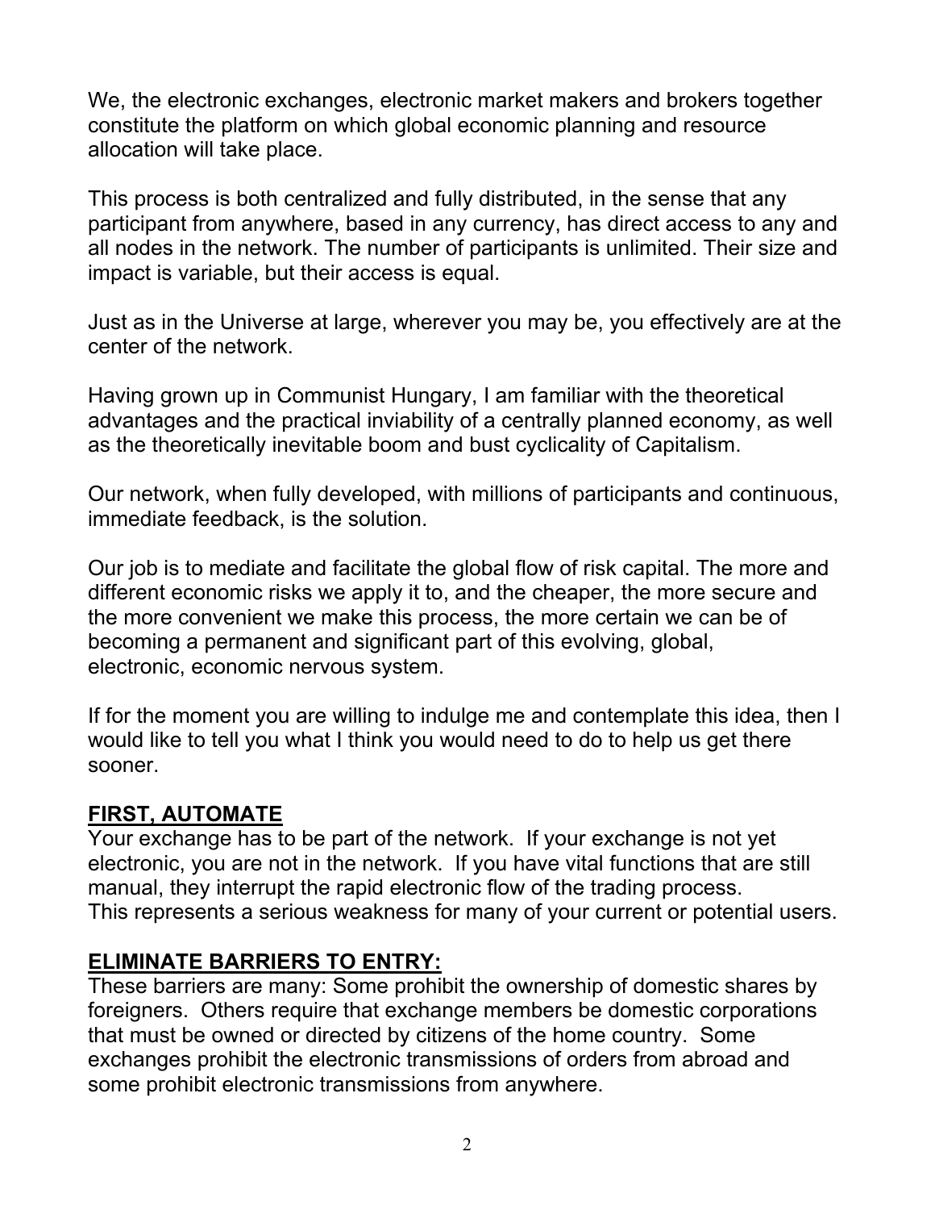We, the electronic exchanges, electronic market makers and brokers together constitute the platform on which global economic planning and resource allocation will take place.

This process is both centralized and fully distributed, in the sense that any participant from anywhere, based in any currency, has direct access to any and all nodes in the network. The number of participants is unlimited. Their size and impact is variable, but their access is equal.

Just as in the Universe at large, wherever you may be, you effectively are at the center of the network.

Having grown up in Communist Hungary, I am familiar with the theoretical advantages and the practical inviability of a centrally planned economy, as well as the theoretically inevitable boom and bust cyclicality of Capitalism.

Our network, when fully developed, with millions of participants and continuous, immediate feedback, is the solution.

Our job is to mediate and facilitate the global flow of risk capital. The more and different economic risks we apply it to, and the cheaper, the more secure and the more convenient we make this process, the more certain we can be of becoming a permanent and significant part of this evolving, global, electronic, economic nervous system.

If for the moment you are willing to indulge me and contemplate this idea, then I would like to tell you what I think you would need to do to help us get there sooner.

## FIRST, AUTOMATE

Your exchange has to be part of the network. If your exchange is not yet electronic, you are not in the network. If you have vital functions that are still manual, they interrupt the rapid electronic flow of the trading process. This represents a serious weakness for many of your current or potential users.

## ELIMINATE BARRIERS TO ENTRY:

These barriers are many: Some prohibit the ownership of domestic shares by foreigners. Others require that exchange members be domestic corporations that must be owned or directed by citizens of the home country. Some exchanges prohibit the electronic transmissions of orders from abroad and some prohibit electronic transmissions from anywhere.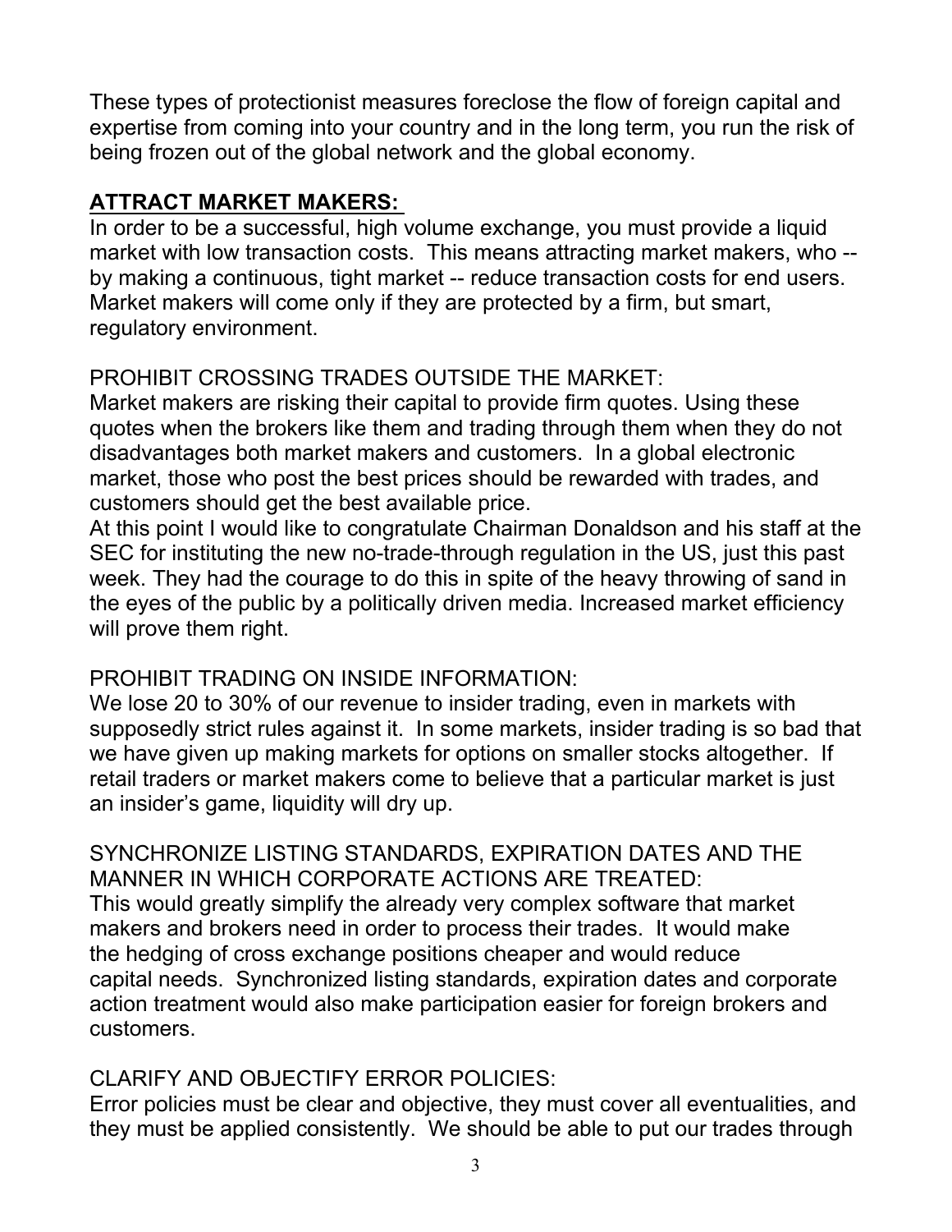These types of protectionist measures foreclose the flow of foreign capital and expertise from coming into your country and in the long term, you run the risk of being frozen out of the global network and the global economy.

## ATTRACT MARKET MAKERS:

In order to be a successful, high volume exchange, you must provide a liquid market with low transaction costs. This means attracting market makers, who -- by making a continuous, tight market -- reduce transaction costs for end users. Market makers will come only if they are protected by a firm, but smart, regulatory environment.

### PROHIBIT CROSSING TRADES OUTSIDE THE MARKET:

Market makers are risking their capital to provide firm quotes. Using these quotes when the brokers like them and trading through them when they do not disadvantages both market makers and customers. In a global electronic market, those who post the best prices should be rewarded with trades, and customers should get the best available price.

At this point I would like to congratulate Chairman Donaldson and his staff at the SEC for instituting the new no-trade-through regulation in the US, just this past week. They had the courage to do this in spite of the heavy throwing of sand in the eyes of the public by a politically driven media. Increased market efficiency will prove them right.

### PROHIBIT TRADING ON INSIDE INFORMATION:

We lose 20 to 30% of our revenue to insider trading, even in markets with supposedly strict rules against it. In some markets, insider trading is so bad that we have given up making markets for options on smaller stocks altogether. If retail traders or market makers come to believe that a particular market is just an insider's game, liquidity will dry up.

### SYNCHRONIZE LISTING STANDARDS, EXPIRATION DATES AND THE MANNER IN WHICH CORPORATE ACTIONS ARE TREATED:

This would greatly simplify the already very complex software that market makers and brokers need in order to process their trades. It would make the hedging of cross exchange positions cheaper and would reduce capital needs. Synchronized listing standards, expiration dates and corporate action treatment would also make participation easier for foreign brokers and customers.

### CLARIFY AND OBJECTIFY ERROR POLICIES:

Error policies must be clear and objective, they must cover all eventualities, and they must be applied consistently. We should be able to put our trades through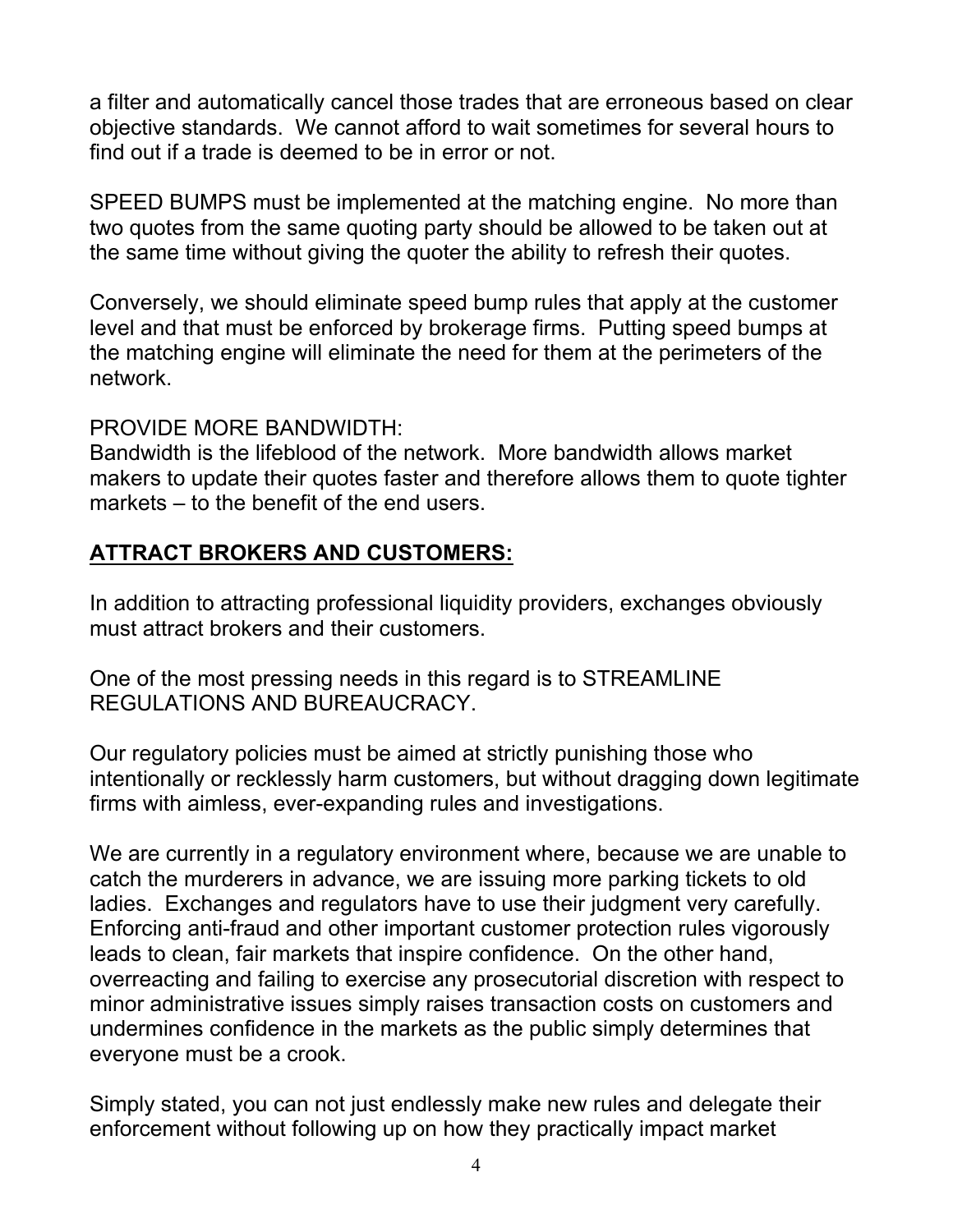a filter and automatically cancel those trades that are erroneous based on clear objective standards. We cannot afford to wait sometimes for several hours to find out if a trade is deemed to be in error or not.

SPEED BUMPS must be implemented at the matching engine. No more than two quotes from the same quoting party should be allowed to be taken out at the same time without giving the quoter the ability to refresh their quotes.

Conversely, we should eliminate speed bump rules that apply at the customer level and that must be enforced by brokerage firms. Putting speed bumps at the matching engine will eliminate the need for them at the perimeters of the network.

PROVIDE MORE BANDWIDTH:
Bandwidth is the lifeblood of the network. More bandwidth allows market makers to update their quotes faster and therefore allows them to quote tighter markets – to the benefit of the end users.

## **ATTRACT BROKERS AND CUSTOMERS:**

In addition to attracting professional liquidity providers, exchanges obviously must attract brokers and their customers.

One of the most pressing needs in this regard is to STREAMLINE REGULATIONS AND BUREAUCRACY.

Our regulatory policies must be aimed at strictly punishing those who intentionally or recklessly harm customers, but without dragging down legitimate firms with aimless, ever-expanding rules and investigations.

We are currently in a regulatory environment where, because we are unable to catch the murderers in advance, we are issuing more parking tickets to old ladies. Exchanges and regulators have to use their judgment very carefully. Enforcing anti-fraud and other important customer protection rules vigorously leads to clean, fair markets that inspire confidence. On the other hand, overreacting and failing to exercise any prosecutorial discretion with respect to minor administrative issues simply raises transaction costs on customers and undermines confidence in the markets as the public simply determines that everyone must be a crook.

Simply stated, you can not just endlessly make new rules and delegate their enforcement without following up on how they practically impact market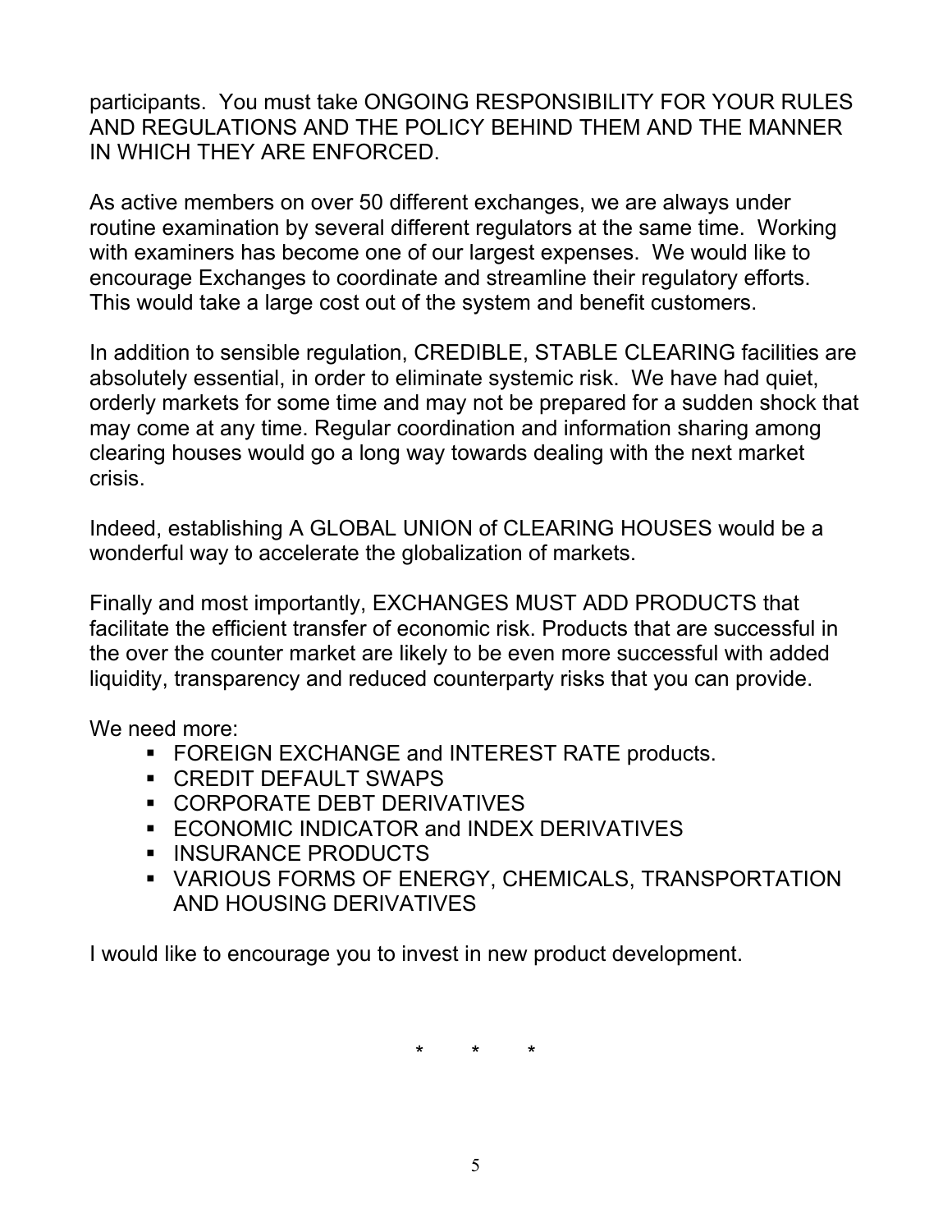participants. You must take ONGOING RESPONSIBILITY FOR YOUR RULES AND REGULATIONS AND THE POLICY BEHIND THEM AND THE MANNER IN WHICH THEY ARE ENFORCED.

As active members on over 50 different exchanges, we are always under routine examination by several different regulators at the same time. Working with examiners has become one of our largest expenses. We would like to encourage Exchanges to coordinate and streamline their regulatory efforts. This would take a large cost out of the system and benefit customers.

In addition to sensible regulation, CREDIBLE, STABLE CLEARING facilities are absolutely essential, in order to eliminate systemic risk. We have had quiet, orderly markets for some time and may not be prepared for a sudden shock that may come at any time. Regular coordination and information sharing among clearing houses would go a long way towards dealing with the next market crisis.

Indeed, establishing A GLOBAL UNION of CLEARING HOUSES would be a wonderful way to accelerate the globalization of markets.

Finally and most importantly, EXCHANGES MUST ADD PRODUCTS that facilitate the efficient transfer of economic risk. Products that are successful in the over the counter market are likely to be even more successful with added liquidity, transparency and reduced counterparty risks that you can provide.

We need more:

- FOREIGN EXCHANGE and INTEREST RATE products.
- CREDIT DEFAULT SWAPS
- CORPORATE DEBT DERIVATIVES
- ECONOMIC INDICATOR and INDEX DERIVATIVES
- INSURANCE PRODUCTS
- VARIOUS FORMS OF ENERGY, CHEMICALS, TRANSPORTATION AND HOUSING DERIVATIVES

I would like to encourage you to invest in new product development.

\* \* \*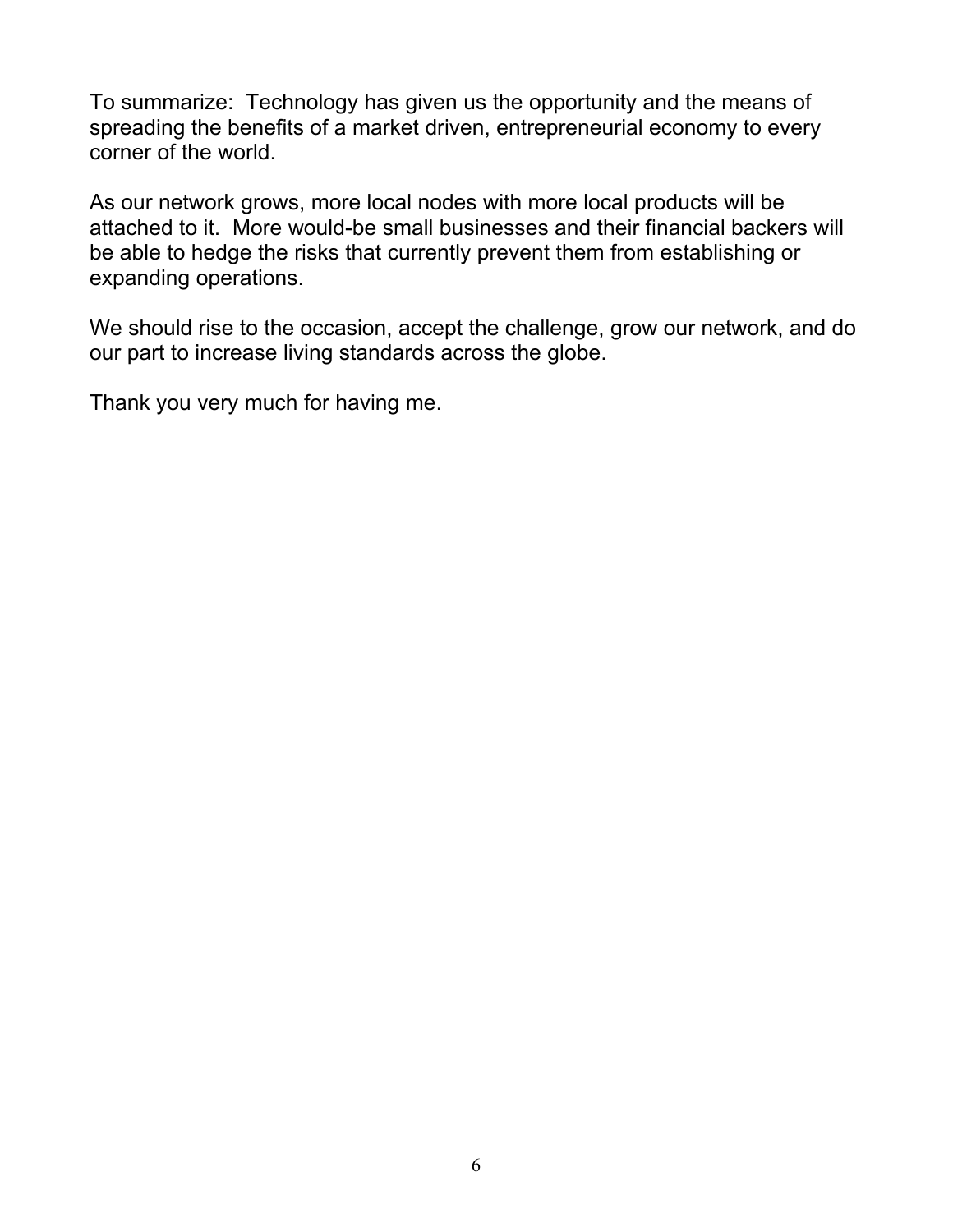To summarize:  Technology has given us the opportunity and the means of spreading the benefits of a market driven, entrepreneurial economy to every corner of the world.

As our network grows, more local nodes with more local products will be attached to it.  More would-be small businesses and their financial backers will be able to hedge the risks that currently prevent them from establishing or expanding operations.

We should rise to the occasion, accept the challenge, grow our network, and do our part to increase living standards across the globe.

Thank you very much for having me.